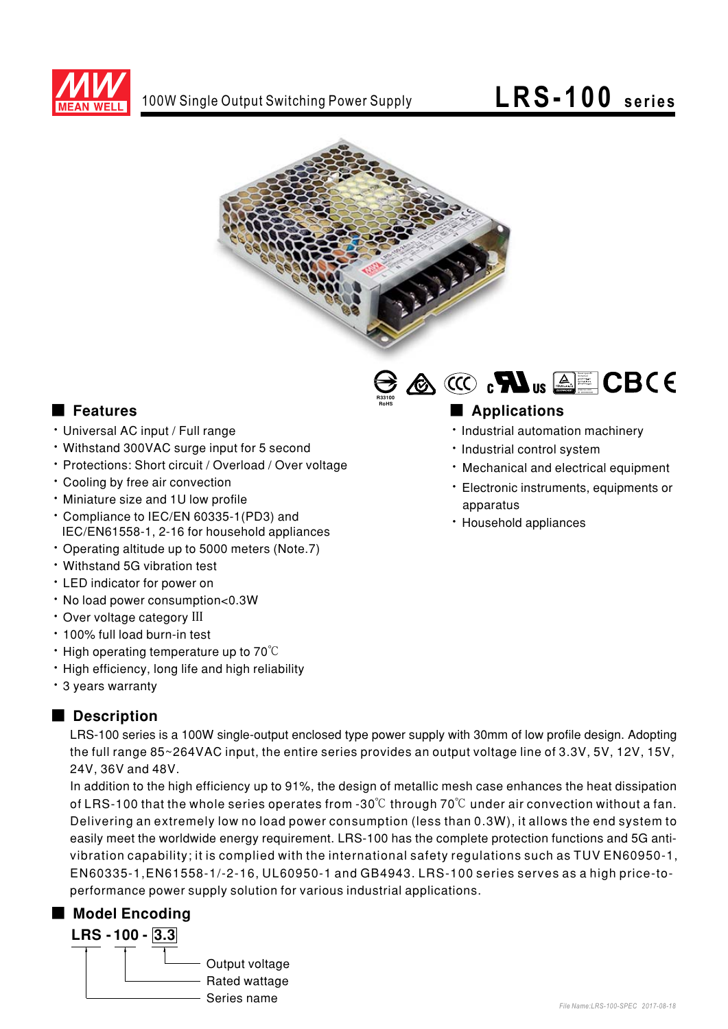# LRS-100 series

100W Single Output Switching Power Supply

R33100
RoHS

## Features

- Universal AC input / Full range
- Withstand 300VAC surge input for 5 second
- Protections: Short circuit / Overload / Over voltage
- Cooling by free air convection
- Miniature size and 1U low profile
- Compliance to IEC/EN 60335-1(PD3) and IEC/EN61558-1, 2-16 for household appliances
- Operating altitude up to 5000 meters (Note.7)
- Withstand 5G vibration test
- LED indicator for power on
- No load power consumption<0.3W
- Over voltage category III
- 100% full load burn-in test
- High operating temperature up to 70℃
- High efficiency, long life and high reliability
- 3 years warranty

## Applications

- Industrial automation machinery
- Industrial control system
- Mechanical and electrical equipment
- Electronic instruments, equipments or apparatus
- Household appliances

## Description

LRS-100 series is a 100W single-output enclosed type power supply with 30mm of low profile design. Adopting the full range 85~264VAC input, the entire series provides an output voltage line of 3.3V, 5V, 12V, 15V, 24V, 36V and 48V.

In addition to the high efficiency up to 91%, the design of metallic mesh case enhances the heat dissipation of LRS-100 that the whole series operates from -30℃ through 70℃ under air convection without a fan. Delivering an extremely low no load power consumption (less than 0.3W), it allows the end system to easily meet the worldwide energy requirement. LRS-100 has the complete protection functions and 5G anti-vibration capability; it is complied with the international safety regulations such as TUV EN60950-1, EN60335-1,EN61558-1/-2-16, UL60950-1 and GB4943. LRS-100 series serves as a high price-to-performance power supply solution for various industrial applications.

## Model Encoding

**LRS - 100 - 3.3**

- 3.3: Output voltage
- 100: Rated wattage
- LRS: Series name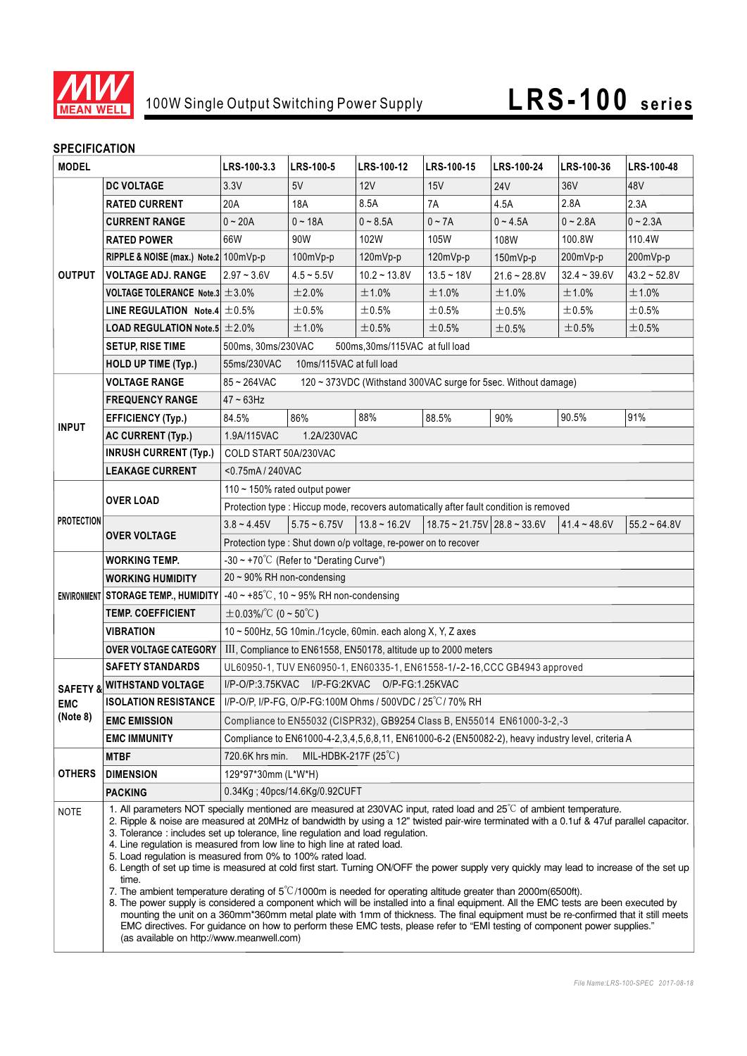# 100W Single Output Switching Power Supply — LRS-100 series

## SPECIFICATION

| MODEL | | LRS-100-3.3 | LRS-100-5 | LRS-100-12 | LRS-100-15 | LRS-100-24 | LRS-100-36 | LRS-100-48 |
|---|---|---|---|---|---|---|---|---|
| OUTPUT | DC VOLTAGE | 3.3V | 5V | 12V | 15V | 24V | 36V | 48V |
| | RATED CURRENT | 20A | 18A | 8.5A | 7A | 4.5A | 2.8A | 2.3A |
| | CURRENT RANGE | 0 ~ 20A | 0 ~ 18A | 0 ~ 8.5A | 0 ~ 7A | 0 ~ 4.5A | 0 ~ 2.8A | 0 ~ 2.3A |
| | RATED POWER | 66W | 90W | 102W | 105W | 108W | 100.8W | 110.4W |
| | RIPPLE & NOISE (max.) Note.2 | 100mVp-p | 100mVp-p | 120mVp-p | 120mVp-p | 150mVp-p | 200mVp-p | 200mVp-p |
| | VOLTAGE ADJ. RANGE | 2.97 ~ 3.6V | 4.5 ~ 5.5V | 10.2 ~ 13.8V | 13.5 ~ 18V | 21.6 ~ 28.8V | 32.4 ~ 39.6V | 43.2 ~ 52.8V |
| | VOLTAGE TOLERANCE Note.3 | ±3.0% | ±2.0% | ±1.0% | ±1.0% | ±1.0% | ±1.0% | ±1.0% |
| | LINE REGULATION Note.4 | ±0.5% | ±0.5% | ±0.5% | ±0.5% | ±0.5% | ±0.5% | ±0.5% |
| | LOAD REGULATION Note.5 | ±2.0% | ±1.0% | ±0.5% | ±0.5% | ±0.5% | ±0.5% | ±0.5% |
| | SETUP, RISE TIME | 500ms, 30ms/230VAC 500ms,30ms/115VAC at full load | | | | | | |
| | HOLD UP TIME (Typ.) | 55ms/230VAC 10ms/115VAC at full load | | | | | | |
| INPUT | VOLTAGE RANGE | 85 ~ 264VAC 120 ~ 373VDC (Withstand 300VAC surge for 5sec. Without damage) | | | | | | |
| | FREQUENCY RANGE | 47 ~ 63Hz | | | | | | |
| | EFFICIENCY (Typ.) | 84.5% | 86% | 88% | 88.5% | 90% | 90.5% | 91% |
| | AC CURRENT (Typ.) | 1.9A/115VAC 1.2A/230VAC | | | | | | |
| | INRUSH CURRENT (Typ.) | COLD START 50A/230VAC | | | | | | |
| | LEAKAGE CURRENT | <0.75mA / 240VAC | | | | | | |
| PROTECTION | OVER LOAD | 110 ~ 150% rated output power | | | | | | |
| | | Protection type : Hiccup mode, recovers automatically after fault condition is removed | | | | | | |
| | OVER VOLTAGE | 3.8 ~ 4.45V | 5.75 ~ 6.75V | 13.8 ~ 16.2V | 18.75 ~ 21.75V | 28.8 ~ 33.6V | 41.4 ~ 48.6V | 55.2 ~ 64.8V |
| | | Protection type : Shut down o/p voltage, re-power on to recover | | | | | | |
| ENVIRONMENT | WORKING TEMP. | -30 ~ +70℃ (Refer to "Derating Curve") | | | | | | |
| | WORKING HUMIDITY | 20 ~ 90% RH non-condensing | | | | | | |
| | STORAGE TEMP., HUMIDITY | -40 ~ +85℃, 10 ~ 95% RH non-condensing | | | | | | |
| | TEMP. COEFFICIENT | ±0.03%/℃ (0 ~ 50℃) | | | | | | |
| | VIBRATION | 10 ~ 500Hz, 5G 10min./1cycle, 60min. each along X, Y, Z axes | | | | | | |
| | OVER VOLTAGE CATEGORY | III, Compliance to EN61558, EN50178, altitude up to 2000 meters | | | | | | |
| SAFETY & EMC (Note 8) | SAFETY STANDARDS | UL60950-1, TUV EN60950-1, EN60335-1, EN61558-1/-2-16,CCC GB4943 approved | | | | | | |
| | WITHSTAND VOLTAGE | I/P-O/P:3.75KVAC I/P-FG:2KVAC O/P-FG:1.25KVAC | | | | | | |
| | ISOLATION RESISTANCE | I/P-O/P, I/P-FG, O/P-FG:100M Ohms / 500VDC / 25℃/ 70% RH | | | | | | |
| | EMC EMISSION | Compliance to EN55032 (CISPR32), GB9254 Class B, EN55014 EN61000-3-2,-3 | | | | | | |
| | EMC IMMUNITY | Compliance to EN61000-4-2,3,4,5,6,8,11, EN61000-6-2 (EN50082-2), heavy industry level, criteria A | | | | | | |
| OTHERS | MTBF | 720.6K hrs min. MIL-HDBK-217F (25℃) | | | | | | |
| | DIMENSION | 129*97*30mm (L*W*H) | | | | | | |
| | PACKING | 0.34Kg ; 40pcs/14.6Kg/0.92CUFT | | | | | | |

NOTE

1. All parameters NOT specially mentioned are measured at 230VAC input, rated load and 25℃ of ambient temperature.
2. Ripple & noise are measured at 20MHz of bandwidth by using a 12" twisted pair-wire terminated with a 0.1uf & 47uf parallel capacitor.
3. Tolerance : includes set up tolerance, line regulation and load regulation.
4. Line regulation is measured from low line to high line at rated load.
5. Load regulation is measured from 0% to 100% rated load.
6. Length of set up time is measured at cold first start. Turning ON/OFF the power supply very quickly may lead to increase of the set up time.
7. The ambient temperature derating of 5℃/1000m is needed for operating altitude greater than 2000m(6500ft).
8. The power supply is considered a component which will be installed into a final equipment. All the EMC tests are been executed by mounting the unit on a 360mm*360mm metal plate with 1mm of thickness. The final equipment must be re-confirmed that it still meets EMC directives. For guidance on how to perform these EMC tests, please refer to "EMI testing of component power supplies." (as available on http://www.meanwell.com)

File Name:LRS-100-SPEC 2017-08-18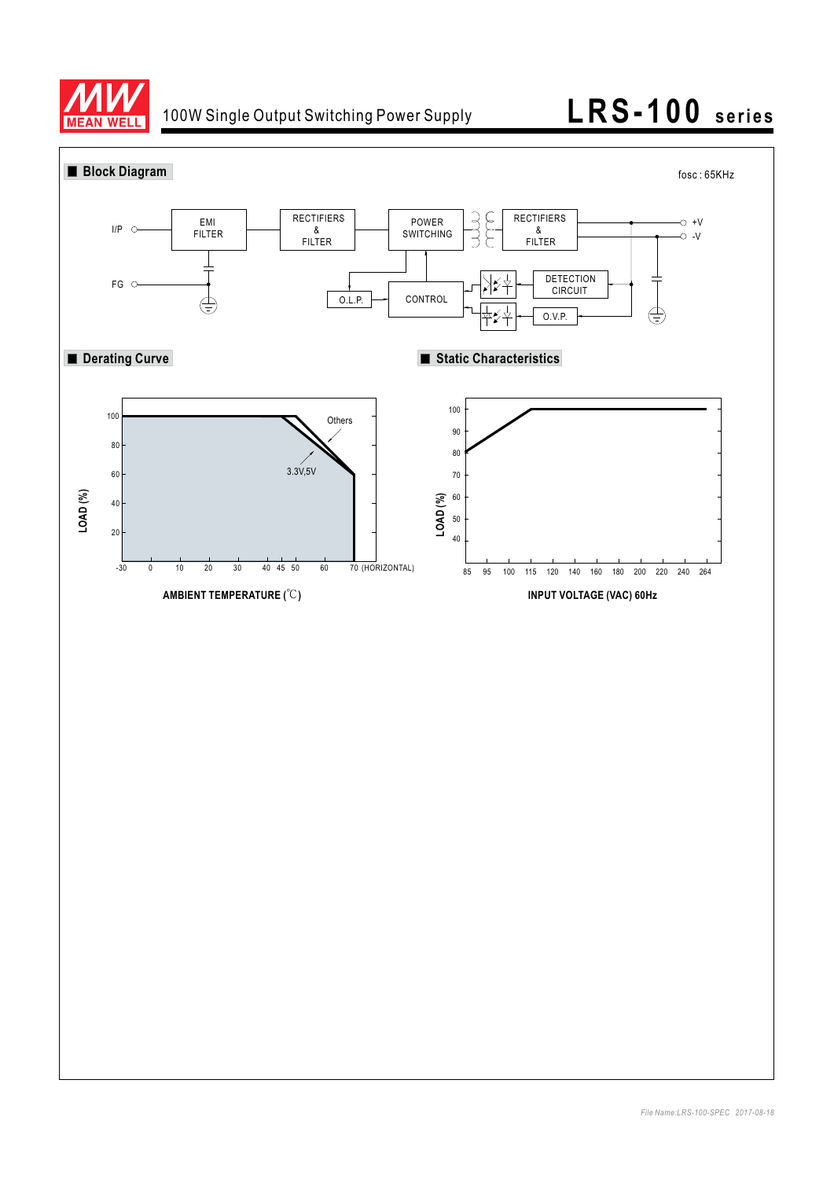# 100W Single Output Switching Power Supply — LRS-100 series

## Block Diagram

fosc : 65KHz

I/P → EMI FILTER → RECTIFIERS & FILTER → POWER SWITCHING → RECTIFIERS & FILTER → +V / -V

FG

O.L.P. — CONTROL — DETECTION CIRCUIT — O.V.P.

## Derating Curve

LOAD (%)

Others

3.3V,5V

-30, 0, 10, 20, 30, 40, 45, 50, 60, 70 (HORIZONTAL)

AMBIENT TEMPERATURE (℃)

## Static Characteristics

LOAD (%)

INPUT VOLTAGE (VAC) 60Hz

85, 95, 100, 115, 120, 140, 160, 180, 200, 220, 240, 264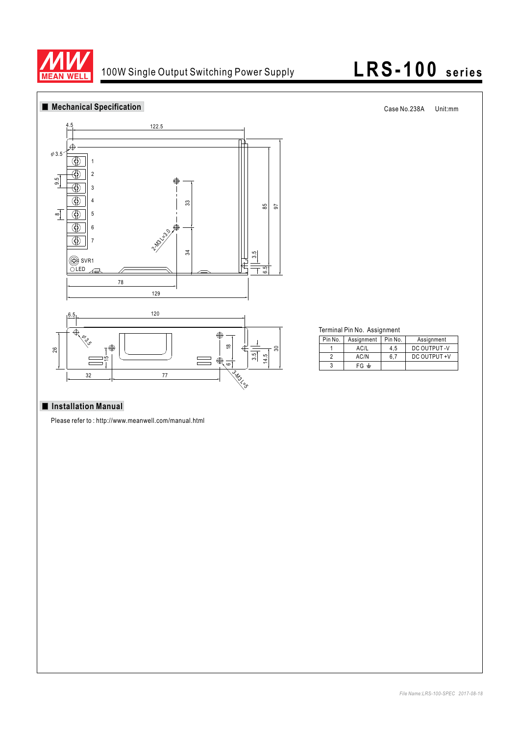## Mechanical Specification

Case No.238A Unit:mm

4.5
122.5
φ3.5
9.5
8
1
2
3
4
5
6
7
SVR1
LED
33
34
2-M3 L=3.0
85
97
3.5
6.5
78
129

6.5
120
φ3.5
26
15
18
6
3.5
14.5
30
32
77
3-M3 L=5

Terminal Pin No. Assignment

| Pin No. | Assignment | Pin No. | Assignment |
|---|---|---|---|
| 1 | AC/L | 4,5 | DC OUTPUT -V |
| 2 | AC/N | 6,7 | DC OUTPUT +V |
| 3 | FG ⏚ | | |

## Installation Manual

Please refer to : http://www.meanwell.com/manual.html